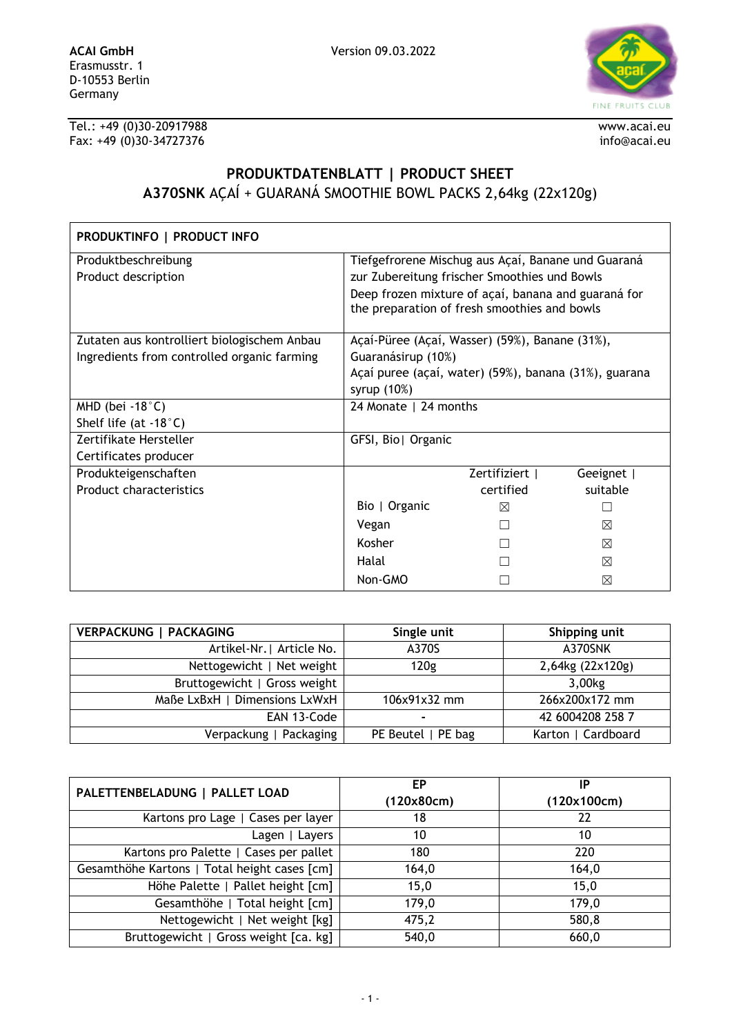**ACAI GmbH**
Erasmusstr. 1
D-10553 Berlin
Germany

Version 09.03.2022

Tel.: +49 (0)30-20917988
Fax: +49 (0)30-34727376

www.acai.eu
info@acai.eu

# PRODUKTDATENBLATT | PRODUCT SHEET

## **A370SNK** AÇAÍ + GUARANÁ SMOOTHIE BOWL PACKS 2,64kg (22x120g)

| **PRODUKTINFO \| PRODUCT INFO** | | | |
|---|---|---|---|
| Produktbeschreibung<br>Product description | Tiefgefrorene Mischug aus Açaí, Banane und Guaraná zur Zubereitung frischer Smoothies und Bowls<br>Deep frozen mixture of açaí, banana and guaraná for the preparation of fresh smoothies and bowls | | |
| Zutaten aus kontrolliert biologischem Anbau<br>Ingredients from controlled organic farming | Açaí-Püree (Açaí, Wasser) (59%), Banane (31%), Guaranásirup (10%)<br>Açaí puree (açaí, water) (59%), banana (31%), guarana syrup (10%) | | |
| MHD (bei -18°C)<br>Shelf life (at -18°C) | 24 Monate \| 24 months | | |
| Zertifikate Hersteller<br>Certificates producer | GFSI, Bio\| Organic | | |
| Produkteigenschaften<br>Product characteristics | | Zertifiziert \| certified | Geeignet \| suitable |
| | Bio \| Organic | ☒ | ☐ |
| | Vegan | ☐ | ☒ |
| | Kosher | ☐ | ☒ |
| | Halal | ☐ | ☒ |
| | Non-GMO | ☐ | ☒ |

| **VERPACKUNG \| PACKAGING** | **Single unit** | **Shipping unit** |
|---|---|---|
| Artikel-Nr.\| Article No. | A370S | A370SNK |
| Nettogewicht \| Net weight | 120g | 2,64kg (22x120g) |
| Bruttogewicht \| Gross weight | | 3,00kg |
| Maße LxBxH \| Dimensions LxWxH | 106x91x32 mm | 266x200x172 mm |
| EAN 13-Code | - | 42 6004208 258 7 |
| Verpackung \| Packaging | PE Beutel \| PE bag | Karton \| Cardboard |

| **PALETTENBELADUNG \| PALLET LOAD** | **EP (120x80cm)** | **IP (120x100cm)** |
|---|---|---|
| Kartons pro Lage \| Cases per layer | 18 | 22 |
| Lagen \| Layers | 10 | 10 |
| Kartons pro Palette \| Cases per pallet | 180 | 220 |
| Gesamthöhe Kartons \| Total height cases [cm] | 164,0 | 164,0 |
| Höhe Palette \| Pallet height [cm] | 15,0 | 15,0 |
| Gesamthöhe \| Total height [cm] | 179,0 | 179,0 |
| Nettogewicht \| Net weight [kg] | 475,2 | 580,8 |
| Bruttogewicht \| Gross weight [ca. kg] | 540,0 | 660,0 |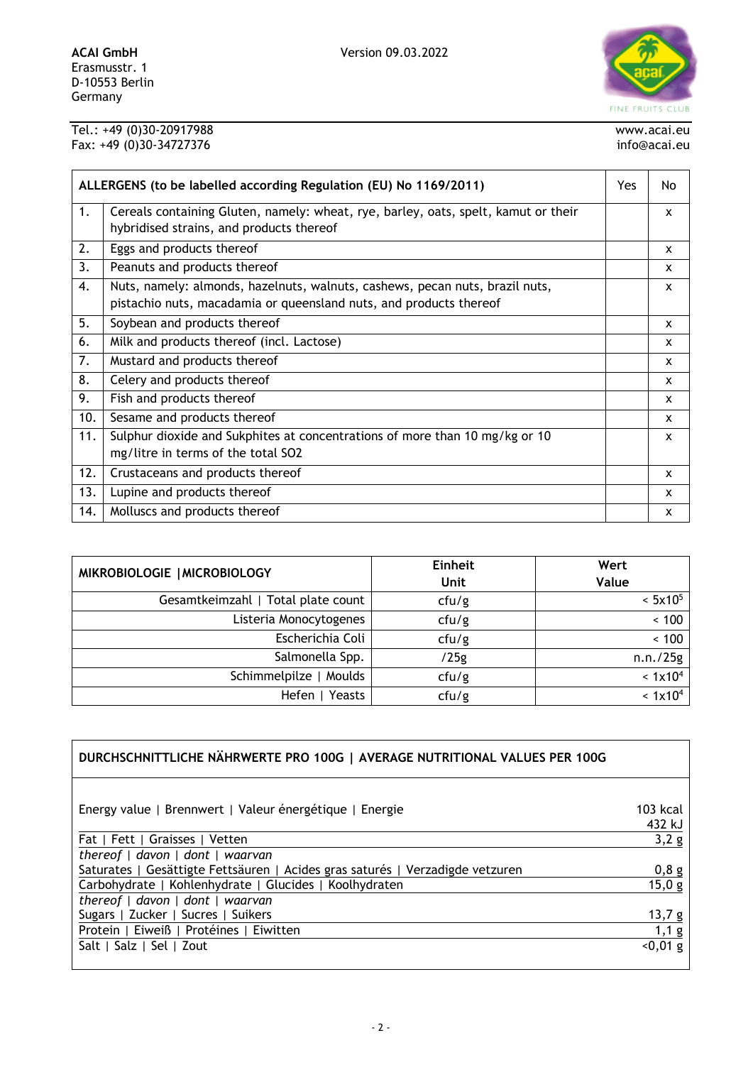**ACAI GmbH**
Erasmusstr. 1
D-10553 Berlin
Germany

Version 09.03.2022

Tel.: +49 (0)30-20917988
Fax: +49 (0)30-34727376

www.acai.eu
info@acai.eu

| ALLERGENS (to be labelled according Regulation (EU) No 1169/2011) | | Yes | No |
|---|---|---|---|
| 1. | Cereals containing Gluten, namely: wheat, rye, barley, oats, spelt, kamut or their hybridised strains, and products thereof | | x |
| 2. | Eggs and products thereof | | x |
| 3. | Peanuts and products thereof | | x |
| 4. | Nuts, namely: almonds, hazelnuts, walnuts, cashews, pecan nuts, brazil nuts, pistachio nuts, macadamia or queensland nuts, and products thereof | | x |
| 5. | Soybean and products thereof | | x |
| 6. | Milk and products thereof (incl. Lactose) | | x |
| 7. | Mustard and products thereof | | x |
| 8. | Celery and products thereof | | x |
| 9. | Fish and products thereof | | x |
| 10. | Sesame and products thereof | | x |
| 11. | Sulphur dioxide and Sukphites at concentrations of more than 10 mg/kg or 10 mg/litre in terms of the total SO2 | | x |
| 12. | Crustaceans and products thereof | | x |
| 13. | Lupine and products thereof | | x |
| 14. | Molluscs and products thereof | | x |

| MIKROBIOLOGIE \| MICROBIOLOGY | Einheit Unit | Wert Value |
|---|---|---|
| Gesamtkeimzahl \| Total plate count | cfu/g | $< 5x10^5$ |
| Listeria Monocytogenes | cfu/g | < 100 |
| Escherichia Coli | cfu/g | < 100 |
| Salmonella Spp. | /25g | n.n./25g |
| Schimmelpilze \| Moulds | cfu/g | $< 1x10^4$ |
| Hefen \| Yeasts | cfu/g | $< 1x10^4$ |

| DURCHSCHNITTLICHE NÄHRWERTE PRO 100G \| AVERAGE NUTRITIONAL VALUES PER 100G | |
|---|---|
| Energy value \| Brennwert \| Valeur énergétique \| Energie | 103 kcal<br>432 kJ |
| Fat \| Fett \| Graisses \| Vetten | 3,2 g |
| *thereof \| davon \| dont \| waarvan* | |
| Saturates \| Gesättigte Fettsäuren \| Acides gras saturés \| Verzadigde vetzuren | 0,8 g |
| Carbohydrate \| Kohlenhydrate \| Glucides \| Koolhydraten | 15,0 g |
| *thereof \| davon \| dont \| waarvan* | |
| Sugars \| Zucker \| Sucres \| Suikers | 13,7 g |
| Protein \| Eiweiß \| Protéines \| Eiwitten | 1,1 g |
| Salt \| Salz \| Sel \| Zout | <0,01 g |